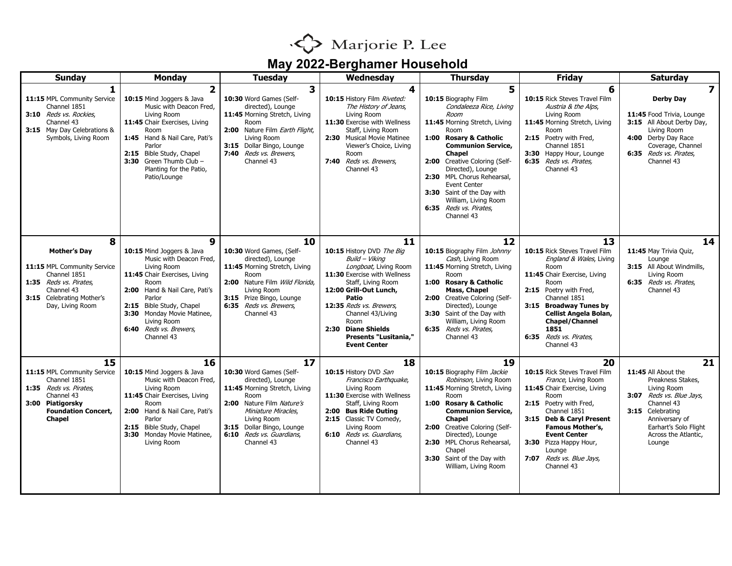Marjorie P. Lee

# May 2022-Berghamer Household

| Sunday | Monday | Tuesday | Wednesday | Thursday | Friday | Saturday |
|---|---|---|---|---|---|---|
| **1**<br>**11:15** MPL Community Service Channel 1851<br>**3:10** *Reds vs. Rockies*, Channel 43<br>**3:15** May Day Celebrations & Symbols, Living Room | **2**<br>**10:15** Mind Joggers & Java Music with Deacon Fred, Living Room<br>**11:45** Chair Exercises, Living Room<br>**1:45** Hand & Nail Care, Pati's Parlor<br>**2:15** Bible Study, Chapel<br>**3:30** Green Thumb Club – Planting for the Patio, Patio/Lounge | **3**<br>**10:30** Word Games (Self-directed), Lounge<br>**11:45** Morning Stretch, Living Room<br>**2:00** Nature Film *Earth Flight*, Living Room<br>**3:15** Dollar Bingo, Lounge<br>**7:40** *Reds vs. Brewers*, Channel 43 | **4**<br>**10:15** History Film *Riveted: The History of Jeans*, Living Room<br>**11:30** Exercise with Wellness Staff, Living Room<br>**2:30** Musical Movie Matinee Viewer's Choice, Living Room<br>**7:40** *Reds vs. Brewers*, Channel 43 | **5**<br>**10:15** Biography Film *Condaleeza Rice, Living Room*<br>**11:45** Morning Stretch, Living Room<br>**1:00** **Rosary & Catholic Communion Service, Chapel**<br>**2:00** Creative Coloring (Self-Directed), Lounge<br>**2:30** MPL Chorus Rehearsal, Event Center<br>**3:30** Saint of the Day with William, Living Room<br>**6:35** *Reds vs. Pirates*, Channel 43 | **6**<br>**10:15** Rick Steves Travel Film *Austria & the Alps*, Living Room<br>**11:45** Morning Stretch, Living Room<br>**2:15** Poetry with Fred, Channel 1851<br>**3:30** Happy Hour, Lounge<br>**6:35** *Reds vs. Pirates*, Channel 43 | **7**<br>**Derby Day**<br>**11:45** Food Trivia, Lounge<br>**3:15** All About Derby Day, Living Room<br>**4:00** Derby Day Race Coverage, Channel<br>**6:35** *Reds vs. Pirates*, Channel 43 |
| **8**<br>**Mother's Day**<br>**11:15** MPL Community Service Channel 1851<br>**1:35** *Reds vs. Pirates*, Channel 43<br>**3:15** Celebrating Mother's Day, Living Room | **9**<br>**10:15** Mind Joggers & Java Music with Deacon Fred, Living Room<br>**11:45** Chair Exercises, Living Room<br>**2:00** Hand & Nail Care, Pati's Parlor<br>**2:15** Bible Study, Chapel<br>**3:30** Monday Movie Matinee, Living Room<br>**6:40** *Reds vs. Brewers*, Channel 43 | **10**<br>**10:30** Word Games, (Self-directed), Lounge<br>**11:45** Morning Stretch, Living Room<br>**2:00** Nature Film *Wild Florida*, Living Room<br>**3:15** Prize Bingo, Lounge<br>**6:35** *Reds vs. Brewers*, Channel 43 | **11**<br>**10:15** History DVD *The Big Build – Viking Longboat,* Living Room<br>**11:30** Exercise with Wellness Staff, Living Room<br>**12:00 Grill-Out Lunch, Patio**<br>**12:35** *Reds vs. Brewers*, Channel 43/Living Room<br>**2:30** **Diane Shields Presents "Lusitania," Event Center** | **12**<br>**10:15** Biography Film *Johnny Cash*, Living Room<br>**11:45** Morning Stretch, Living Room<br>**1:00** **Rosary & Catholic Mass, Chapel**<br>**2:00** Creative Coloring (Self-Directed), Lounge<br>**3:30** Saint of the Day with William, Living Room<br>**6:35** *Reds vs. Pirates*, Channel 43 | **13**<br>**10:15** Rick Steves Travel Film *England & Wales*, Living Room<br>**11:45** Chair Exercise, Living Room<br>**2:15** Poetry with Fred, Channel 1851<br>**3:15** **Broadway Tunes by Cellist Angela Bolan, Chapel/Channel 1851**<br>**6:35** *Reds vs. Pirates*, Channel 43 | **14**<br>**11:45** May Trivia Quiz, Lounge<br>**3:15** All About Windmills, Living Room<br>**6:35** *Reds vs. Pirates*, Channel 43 |
| **15**<br>**11:15** MPL Community Service Channel 1851<br>**1:35** *Reds vs. Pirates*, Channel 43<br>**3:00** **Piatigorsky Foundation Concert, Chapel** | **16**<br>**10:15** Mind Joggers & Java Music with Deacon Fred, Living Room<br>**11:45** Chair Exercises, Living Room<br>**2:00** Hand & Nail Care, Pati's Parlor<br>**2:15** Bible Study, Chapel<br>**3:30** Monday Movie Matinee, Living Room | **17**<br>**10:30** Word Games (Self-directed), Lounge<br>**11:45** Morning Stretch, Living Room<br>**2:00** Nature Film *Nature's Miniature Miracles*, Living Room<br>**3:15** Dollar Bingo, Lounge<br>**6:10** *Reds vs. Guardians*, Channel 43 | **18**<br>**10:15** History DVD *San Francisco Earthquake*, Living Room<br>**11:30** Exercise with Wellness Staff, Living Room<br>**2:00** **Bus Ride Outing**<br>**2:15** Classic TV Comedy, Living Room<br>**6:10** *Reds vs. Guardians*, Channel 43 | **19**<br>**10:15** Biography Film *Jackie Robinson*, Living Room<br>**11:45** Morning Stretch, Living Room<br>**1:00** **Rosary & Catholic Communion Service, Chapel**<br>**2:00** Creative Coloring (Self-Directed), Lounge<br>**2:30** MPL Chorus Rehearsal, Chapel<br>**3:30** Saint of the Day with William, Living Room | **20**<br>**10:15** Rick Steves Travel Film *France*, Living Room<br>**11:45** Chair Exercise, Living Room<br>**2:15** Poetry with Fred, Channel 1851<br>**3:15** **Deb & Caryl Present Famous Mother's, Event Center**<br>**3:30** Pizza Happy Hour, Lounge<br>**7:07** *Reds vs. Blue Jays*, Channel 43 | **21**<br>**11:45** All About the Preakness Stakes, Living Room<br>**3:07** *Reds vs. Blue Jays*, Channel 43<br>**3:15** Celebrating Anniversary of Earhart's Solo Flight Across the Atlantic, Lounge |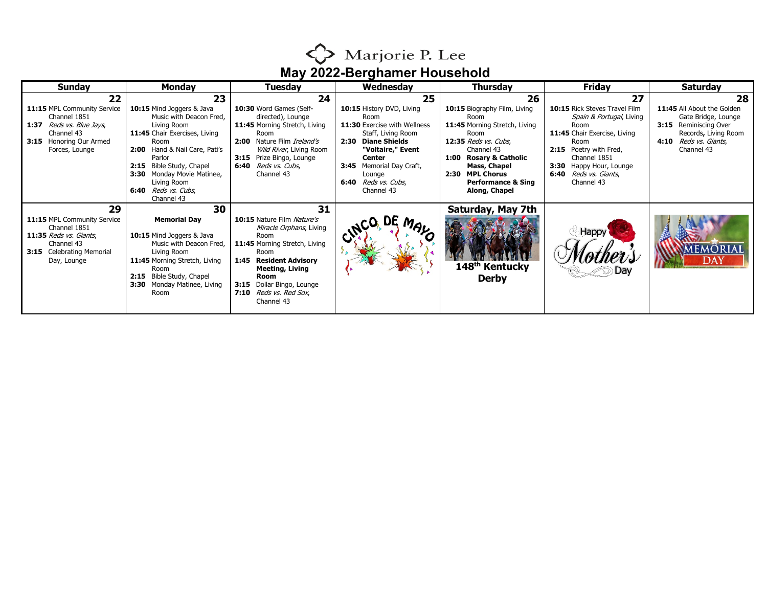Marjorie P. Lee

# May 2022-Berghamer Household

| Sunday | Monday | Tuesday | Wednesday | Thursday | Friday | Saturday |
|---|---|---|---|---|---|---|
| **22**<br>**11:15** MPL Community Service Channel 1851<br>**1:37** *Reds vs. Blue Jays*, Channel 43<br>**3:15** Honoring Our Armed Forces, Lounge | **23**<br>**10:15** Mind Joggers & Java Music with Deacon Fred, Living Room<br>**11:45** Chair Exercises, Living Room<br>**2:00** Hand & Nail Care, Pati's Parlor<br>**2:15** Bible Study, Chapel<br>**3:30** Monday Movie Matinee, Living Room<br>**6:40** *Reds vs. Cubs*, Channel 43 | **24**<br>**10:30** Word Games (Self-directed), Lounge<br>**11:45** Morning Stretch, Living Room<br>**2:00** Nature Film *Ireland's Wild River*, Living Room<br>**3:15** Prize Bingo, Lounge<br>**6:40** *Reds vs. Cubs*, Channel 43 | **25**<br>**10:15** History DVD, Living Room<br>**11:30** Exercise with Wellness Staff, Living Room<br>**2:30 Diane Shields "Voltaire," Event Center**<br>**3:45** Memorial Day Craft, Lounge<br>**6:40** *Reds vs. Cubs*, Channel 43 | **26**<br>**10:15** Biography Film, Living Room<br>**11:45** Morning Stretch, Living Room<br>**12:35** *Reds vs. Cubs*, Channel 43<br>**1:00 Rosary & Catholic Mass, Chapel**<br>**2:30 MPL Chorus Performance & Sing Along, Chapel** | **27**<br>**10:15** Rick Steves Travel Film *Spain & Portugal*, Living Room<br>**11:45** Chair Exercise, Living Room<br>**2:15** Poetry with Fred, Channel 1851<br>**3:30** Happy Hour, Lounge<br>**6:40** *Reds vs. Giants*, Channel 43 | **28**<br>**11:45** All About the Golden Gate Bridge, Lounge<br>**3:15** Reminiscing Over Records, Living Room<br>**4:10** *Reds vs. Giants*, Channel 43 |
| **29**<br>**11:15** MPL Community Service Channel 1851<br>**11:35** *Reds vs. Giants*, Channel 43<br>**3:15** Celebrating Memorial Day, Lounge | **30**<br>**Memorial Day**<br>**10:15** Mind Joggers & Java Music with Deacon Fred, Living Room<br>**11:45** Morning Stretch, Living Room<br>**2:15** Bible Study, Chapel<br>**3:30** Monday Matinee, Living Room | **31**<br>**10:15** Nature Film *Nature's Miracle Orphans*, Living Room<br>**11:45** Morning Stretch, Living Room<br>**1:45 Resident Advisory Meeting, Living Room**<br>**3:15** Dollar Bingo, Lounge<br>**7:10** *Reds vs. Red Sox*, Channel 43 | CINCO DE MAYO | **Saturday, May 7th**<br>**148th Kentucky Derby** | Happy Mother's Day | MEMORIAL DAY |